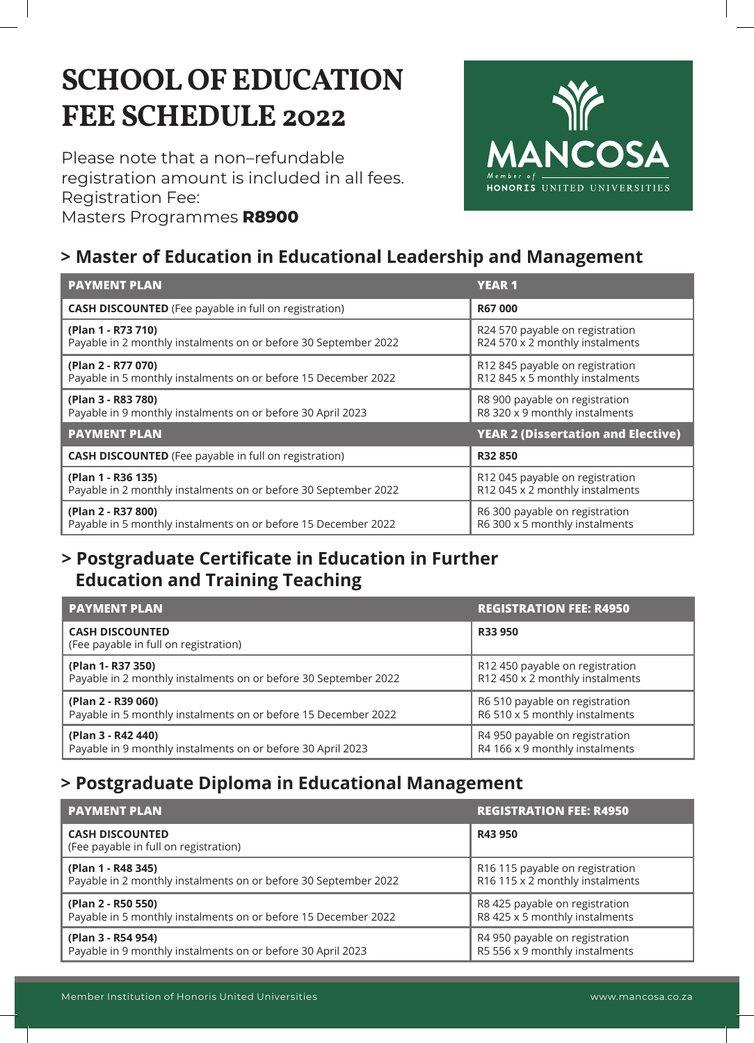# SCHOOL OF EDUCATION FEE SCHEDULE 2022

Please note that a non–refundable registration amount is included in all fees.
Registration Fee:
Masters Programmes **R8900**

MANCOSA
Member of HONORIS UNITED UNIVERSITIES

## > Master of Education in Educational Leadership and Management

| PAYMENT PLAN | YEAR 1 |
|---|---|
| **CASH DISCOUNTED** (Fee payable in full on registration) | **R67 000** |
| **(Plan 1 - R73 710)**<br>Payable in 2 monthly instalments on or before 30 September 2022 | R24 570 payable on registration<br>R24 570 x 2 monthly instalments |
| **(Plan 2 - R77 070)**<br>Payable in 5 monthly instalments on or before 15 December 2022 | R12 845 payable on registration<br>R12 845 x 5 monthly instalments |
| **(Plan 3 - R83 780)**<br>Payable in 9 monthly instalments on or before 30 April 2023 | R8 900 payable on registration<br>R8 320 x 9 monthly instalments |
| **PAYMENT PLAN** | **YEAR 2 (Dissertation and Elective)** |
| **CASH DISCOUNTED** (Fee payable in full on registration) | **R32 850** |
| **(Plan 1 - R36 135)**<br>Payable in 2 monthly instalments on or before 30 September 2022 | R12 045 payable on registration<br>R12 045 x 2 monthly instalments |
| **(Plan 2 - R37 800)**<br>Payable in 5 monthly instalments on or before 15 December 2022 | R6 300 payable on registration<br>R6 300 x 5 monthly instalments |

## > Postgraduate Certificate in Education in Further Education and Training Teaching

| PAYMENT PLAN | REGISTRATION FEE: R4950 |
|---|---|
| **CASH DISCOUNTED**<br>(Fee payable in full on registration) | **R33 950** |
| **(Plan 1- R37 350)**<br>Payable in 2 monthly instalments on or before 30 September 2022 | R12 450 payable on registration<br>R12 450 x 2 monthly instalments |
| **(Plan 2 - R39 060)**<br>Payable in 5 monthly instalments on or before 15 December 2022 | R6 510 payable on registration<br>R6 510 x 5 monthly instalments |
| **(Plan 3 - R42 440)**<br>Payable in 9 monthly instalments on or before 30 April 2023 | R4 950 payable on registration<br>R4 166 x 9 monthly instalments |

## > Postgraduate Diploma in Educational Management

| PAYMENT PLAN | REGISTRATION FEE: R4950 |
|---|---|
| **CASH DISCOUNTED**<br>(Fee payable in full on registration) | **R43 950** |
| **(Plan 1 - R48 345)**<br>Payable in 2 monthly instalments on or before 30 September 2022 | R16 115 payable on registration<br>R16 115 x 2 monthly instalments |
| **(Plan 2 - R50 550)**<br>Payable in 5 monthly instalments on or before 15 December 2022 | R8 425 payable on registration<br>R8 425 x 5 monthly instalments |
| **(Plan 3 - R54 954)**<br>Payable in 9 monthly instalments on or before 30 April 2023 | R4 950 payable on registration<br>R5 556 x 9 monthly instalments |

Member Institution of Honoris United Universities | www.mancosa.co.za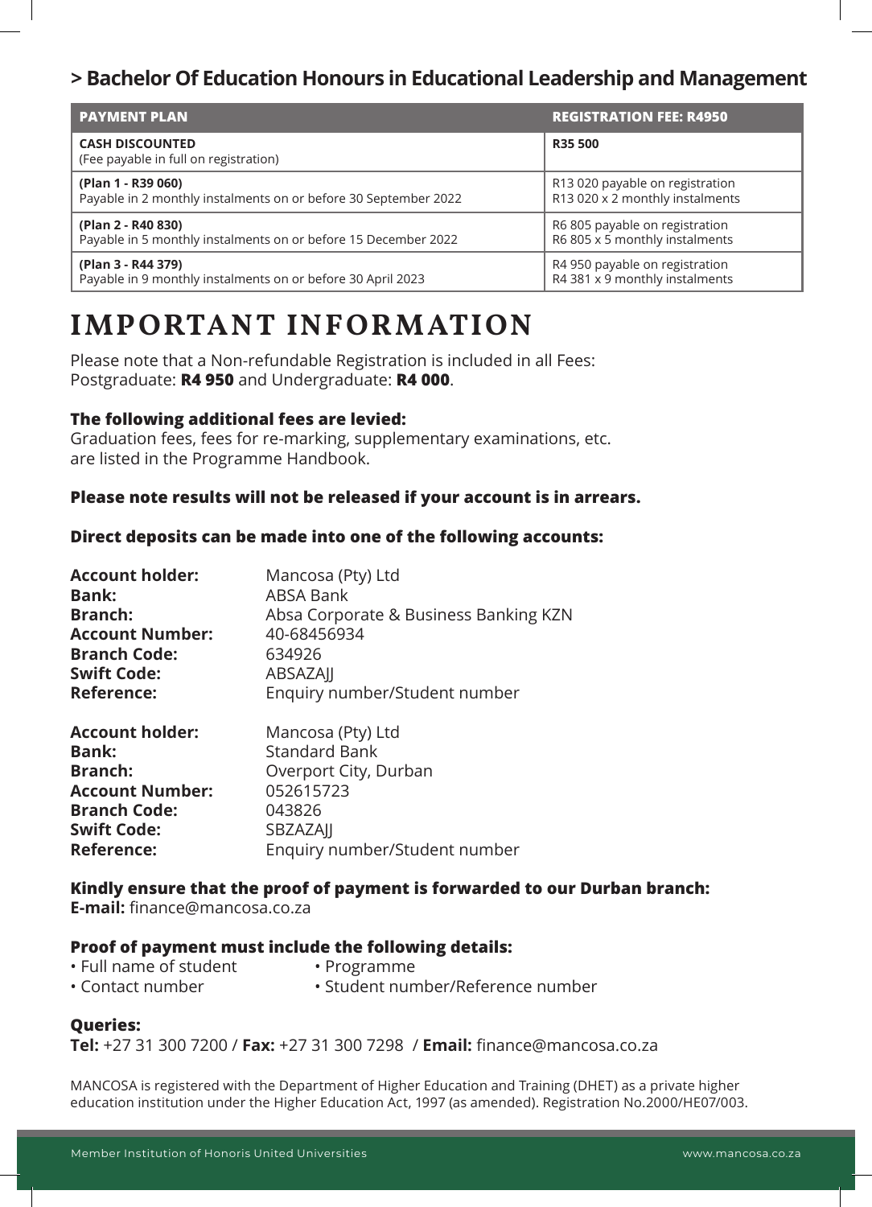## > Bachelor Of Education Honours in Educational Leadership and Management

| PAYMENT PLAN | REGISTRATION FEE: R4950 |
|---|---|
| **CASH DISCOUNTED**<br>(Fee payable in full on registration) | **R35 500** |
| **(Plan 1 - R39 060)**<br>Payable in 2 monthly instalments on or before 30 September 2022 | R13 020 payable on registration<br>R13 020 x 2 monthly instalments |
| **(Plan 2 - R40 830)**<br>Payable in 5 monthly instalments on or before 15 December 2022 | R6 805 payable on registration<br>R6 805 x 5 monthly instalments |
| **(Plan 3 - R44 379)**<br>Payable in 9 monthly instalments on or before 30 April 2023 | R4 950 payable on registration<br>R4 381 x 9 monthly instalments |

# IMPORTANT INFORMATION

Please note that a Non-refundable Registration is included in all Fees:
Postgraduate: **R4 950** and Undergraduate: **R4 000**.

**The following additional fees are levied:**
Graduation fees, fees for re-marking, supplementary examinations, etc. are listed in the Programme Handbook.

**Please note results will not be released if your account is in arrears.**

**Direct deposits can be made into one of the following accounts:**

**Account holder:** Mancosa (Pty) Ltd
**Bank:** ABSA Bank
**Branch:** Absa Corporate & Business Banking KZN
**Account Number:** 40-68456934
**Branch Code:** 634926
**Swift Code:** ABSAZAJJ
**Reference:** Enquiry number/Student number

**Account holder:** Mancosa (Pty) Ltd
**Bank:** Standard Bank
**Branch:** Overport City, Durban
**Account Number:** 052615723
**Branch Code:** 043826
**Swift Code:** SBZAZAJJ
**Reference:** Enquiry number/Student number

**Kindly ensure that the proof of payment is forwarded to our Durban branch:**
**E-mail:** finance@mancosa.co.za

**Proof of payment must include the following details:**

- Full name of student
- Contact number
- Programme
- Student number/Reference number

**Queries:**
**Tel:** +27 31 300 7200 / **Fax:** +27 31 300 7298 / **Email:** finance@mancosa.co.za

MANCOSA is registered with the Department of Higher Education and Training (DHET) as a private higher education institution under the Higher Education Act, 1997 (as amended). Registration No.2000/HE07/003.

Member Institution of Honoris United Universities www.mancosa.co.za